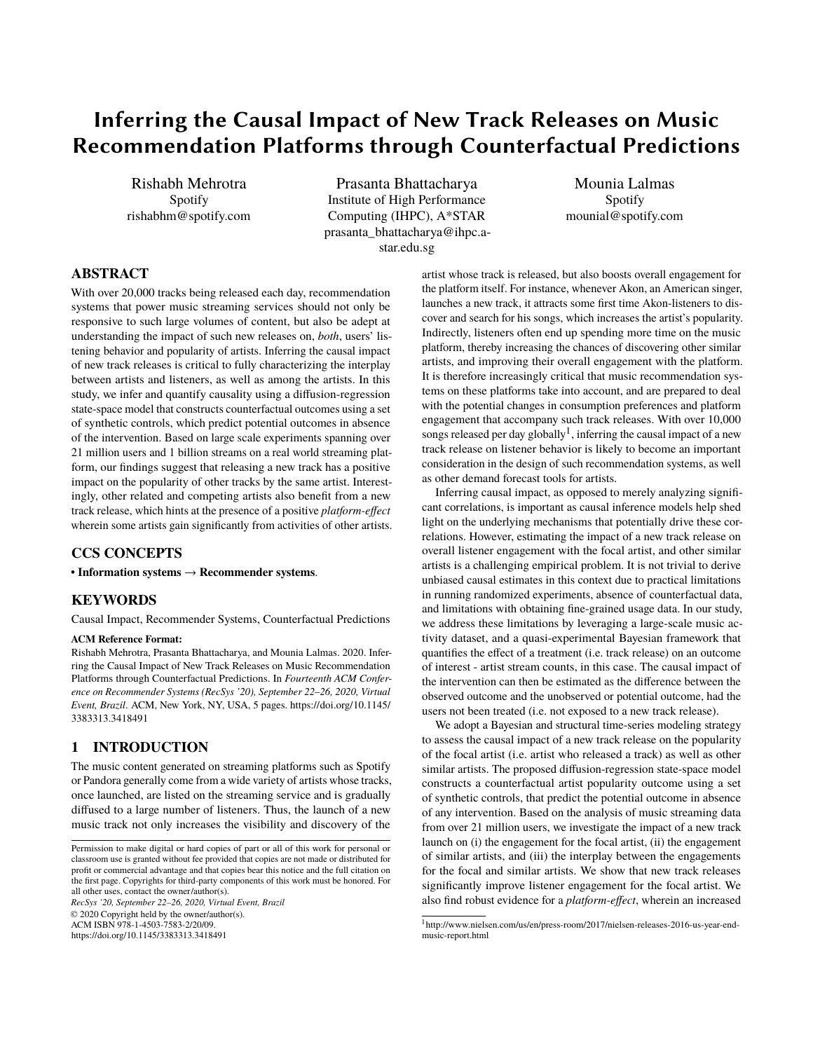# Inferring the Causal Impact of New Track Releases on Music Recommendation Platforms through Counterfactual Predictions

Rishabh Mehrotra
Spotify
rishabhm@spotify.com

Prasanta Bhattacharya
Institute of High Performance Computing (IHPC), A*STAR
prasanta_bhattacharya@ihpc.a-star.edu.sg

Mounia Lalmas
Spotify
mounial@spotify.com

## ABSTRACT

With over 20,000 tracks being released each day, recommendation systems that power music streaming services should not only be responsive to such large volumes of content, but also be adept at understanding the impact of such new releases on, *both*, users' listening behavior and popularity of artists. Inferring the causal impact of new track releases is critical to fully characterizing the interplay between artists and listeners, as well as among the artists. In this study, we infer and quantify causality using a diffusion-regression state-space model that constructs counterfactual outcomes using a set of synthetic controls, which predict potential outcomes in absence of the intervention. Based on large scale experiments spanning over 21 million users and 1 billion streams on a real world streaming platform, our findings suggest that releasing a new track has a positive impact on the popularity of other tracks by the same artist. Interestingly, other related and competing artists also benefit from a new track release, which hints at the presence of a positive *platform-effect* wherein some artists gain significantly from activities of other artists.

## CCS CONCEPTS

**• Information systems → Recommender systems**.

## KEYWORDS

Causal Impact, Recommender Systems, Counterfactual Predictions

**ACM Reference Format:**

Rishabh Mehrotra, Prasanta Bhattacharya, and Mounia Lalmas. 2020. Inferring the Causal Impact of New Track Releases on Music Recommendation Platforms through Counterfactual Predictions. In *Fourteenth ACM Conference on Recommender Systems (RecSys '20), September 22–26, 2020, Virtual Event, Brazil.* ACM, New York, NY, USA, 5 pages. https://doi.org/10.1145/3383313.3418491

## 1 INTRODUCTION

The music content generated on streaming platforms such as Spotify or Pandora generally come from a wide variety of artists whose tracks, once launched, are listed on the streaming service and is gradually diffused to a large number of listeners. Thus, the launch of a new music track not only increases the visibility and discovery of the artist whose track is released, but also boosts overall engagement for the platform itself. For instance, whenever Akon, an American singer, launches a new track, it attracts some first time Akon-listeners to discover and search for his songs, which increases the artist's popularity. Indirectly, listeners often end up spending more time on the music platform, thereby increasing the chances of discovering other similar artists, and improving their overall engagement with the platform. It is therefore increasingly critical that music recommendation systems on these platforms take into account, and are prepared to deal with the potential changes in consumption preferences and platform engagement that accompany such track releases. With over 10,000 songs released per day globally[1], inferring the causal impact of a new track release on listener behavior is likely to become an important consideration in the design of such recommendation systems, as well as other demand forecast tools for artists.

Inferring causal impact, as opposed to merely analyzing significant correlations, is important as causal inference models help shed light on the underlying mechanisms that potentially drive these correlations. However, estimating the impact of a new track release on overall listener engagement with the focal artist, and other similar artists is a challenging empirical problem. It is not trivial to derive unbiased causal estimates in this context due to practical limitations in running randomized experiments, absence of counterfactual data, and limitations with obtaining fine-grained usage data. In our study, we address these limitations by leveraging a large-scale music activity dataset, and a quasi-experimental Bayesian framework that quantifies the effect of a treatment (i.e. track release) on an outcome of interest - artist stream counts, in this case. The causal impact of the intervention can then be estimated as the difference between the observed outcome and the unobserved or potential outcome, had the users not been treated (i.e. not exposed to a new track release).

We adopt a Bayesian and structural time-series modeling strategy to assess the causal impact of a new track release on the popularity of the focal artist (i.e. artist who released a track) as well as other similar artists. The proposed diffusion-regression state-space model constructs a counterfactual artist popularity outcome using a set of synthetic controls, that predict the potential outcome in absence of any intervention. Based on the analysis of music streaming data from over 21 million users, we investigate the impact of a new track launch on (i) the engagement for the focal artist, (ii) the engagement of similar artists, and (iii) the interplay between the engagements for the focal and similar artists. We show that new track releases significantly improve listener engagement for the focal artist. We also find robust evidence for a *platform-effect*, wherein an increased

---

Permission to make digital or hard copies of part or all of this work for personal or classroom use is granted without fee provided that copies are not made or distributed for profit or commercial advantage and that copies bear this notice and the full citation on the first page. Copyrights for third-party components of this work must be honored. For all other uses, contact the owner/author(s).
*RecSys '20, September 22–26, 2020, Virtual Event, Brazil*
© 2020 Copyright held by the owner/author(s).
ACM ISBN 978-1-4503-7583-2/20/09.
https://doi.org/10.1145/3383313.3418491

[1] http://www.nielsen.com/us/en/press-room/2017/nielsen-releases-2016-us-year-end-music-report.html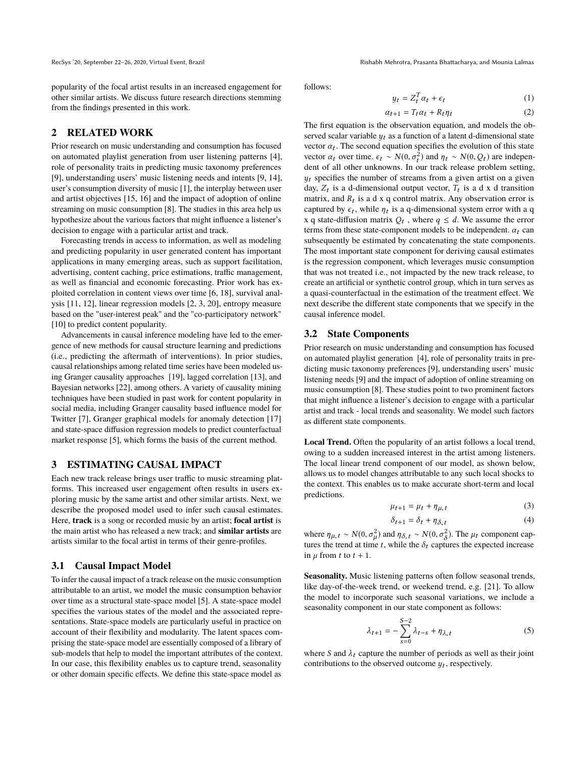popularity of the focal artist results in an increased engagement for other similar artists. We discuss future research directions stemming from the findings presented in this work.

## 2 RELATED WORK

Prior research on music understanding and consumption has focused on automated playlist generation from user listening patterns [4], role of personality traits in predicting music taxonomy preferences [9], understanding users' music listening needs and intents [9, 14], user's consumption diversity of music [1], the interplay between user and artist objectives [15, 16] and the impact of adoption of online streaming on music consumption [8]. The studies in this area help us hypothesize about the various factors that might influence a listener's decision to engage with a particular artist and track.

Forecasting trends in access to information, as well as modeling and predicting popularity in user generated content has important applications in many emerging areas, such as support facilitation, advertising, content caching, price estimations, traffic management, as well as financial and economic forecasting. Prior work has exploited correlation in content views over time [6, 18], survival analysis [11, 12], linear regression models [2, 3, 20], entropy measure based on the "user-interest peak" and the "co-participatory network" [10] to predict content popularity.

Advancements in causal inference modeling have led to the emergence of new methods for causal structure learning and predictions (i.e., predicting the aftermath of interventions). In prior studies, causal relationships among related time series have been modeled using Granger causality approaches [19], lagged correlation [13], and Bayesian networks [22], among others. A variety of causality mining techniques have been studied in past work for content popularity in social media, including Granger causality based influence model for Twitter [7], Granger graphical models for anomaly detection [17] and state-space diffusion regression models to predict counterfactual market response [5], which forms the basis of the current method.

## 3 ESTIMATING CAUSAL IMPACT

Each new track release brings user traffic to music streaming platforms. This increased user engagement often results in users exploring music by the same artist and other similar artists. Next, we describe the proposed model used to infer such causal estimates. Here, **track** is a song or recorded music by an artist; **focal artist** is the main artist who has released a new track; and **similar artists** are artists similar to the focal artist in terms of their genre-profiles.

### 3.1 Causal Impact Model

To infer the causal impact of a track release on the music consumption attributable to an artist, we model the music consumption behavior over time as a structural state-space model [5]. A state-space model specifies the various states of the model and the associated representations. State-space models are particularly useful in practice on account of their flexibility and modularity. The latent spaces comprising the state-space model are essentially composed of a library of sub-models that help to model the important attributes of the context. In our case, this flexibility enables us to capture trend, seasonality or other domain specific effects. We define this state-space model as follows:

$$y_t = Z_t^T \alpha_t + \epsilon_t \tag{1}$$

$$\alpha_{t+1} = T_t \alpha_t + R_t \eta_t \tag{2}$$

The first equation is the observation equation, and models the observed scalar variable $y_t$ as a function of a latent d-dimensional state vector $\alpha_t$. The second equation specifies the evolution of this state vector $\alpha_t$ over time. $\epsilon_t \sim N(0, \sigma_t^2)$ and $\eta_t \sim N(0, Q_t)$ are independent of all other unknowns. In our track release problem setting, $y_t$ specifies the number of streams from a given artist on a given day, $Z_t$ is a d-dimensional output vector, $T_t$ is a d x d transition matrix, and $R_t$ is a d x q control matrix. Any observation error is captured by $\epsilon_t$, while $\eta_t$ is a q-dimensional system error with a q x q state-diffusion matrix $Q_t$ , where $q \leq d$. We assume the error terms from these state-component models to be independent. $\alpha_t$ can subsequently be estimated by concatenating the state components. The most important state component for deriving causal estimates is the regression component, which leverages music consumption that was not treated i.e., not impacted by the new track release, to create an artificial or synthetic control group, which in turn serves as a quasi-counterfactual in the estimation of the treatment effect. We next describe the different state components that we specify in the causal inference model.

### 3.2 State Components

Prior research on music understanding and consumption has focused on automated playlist generation [4], role of personality traits in predicting music taxonomy preferences [9], understanding users' music listening needs [9] and the impact of adoption of online streaming on music consumption [8]. These studies point to two prominent factors that might influence a listener's decision to engage with a particular artist and track - local trends and seasonality. We model such factors as different state components.

**Local Trend.** Often the popularity of an artist follows a local trend, owing to a sudden increased interest in the artist among listeners. The local linear trend component of our model, as shown below, allows us to model changes attributable to any such local shocks to the context. This enables us to make accurate short-term and local predictions.

$$\mu_{t+1} = \mu_t + \eta_{\mu,t} \tag{3}$$

$$\delta_{t+1} = \delta_t + \eta_{\delta,t} \tag{4}$$

where $\eta_{\mu,t} \sim N(0, \sigma_\mu^2)$ and $\eta_{\delta,t} \sim N(0, \sigma_\delta^2)$. The $\mu_t$ component captures the trend at time $t$, while the $\delta_t$ captures the expected increase in $\mu$ from $t$ to $t+1$.

**Seasonality.** Music listening patterns often follow seasonal trends, like day-of-the-week trend, or weekend trend, e.g. [21]. To allow the model to incorporate such seasonal variations, we include a seasonality component in our state component as follows:

$$\lambda_{t+1} = -\sum_{s=0}^{S-2} \lambda_{t-s} + \eta_{\lambda,t} \tag{5}$$

where $S$ and $\lambda_t$ capture the number of periods as well as their joint contributions to the observed outcome $y_t$, respectively.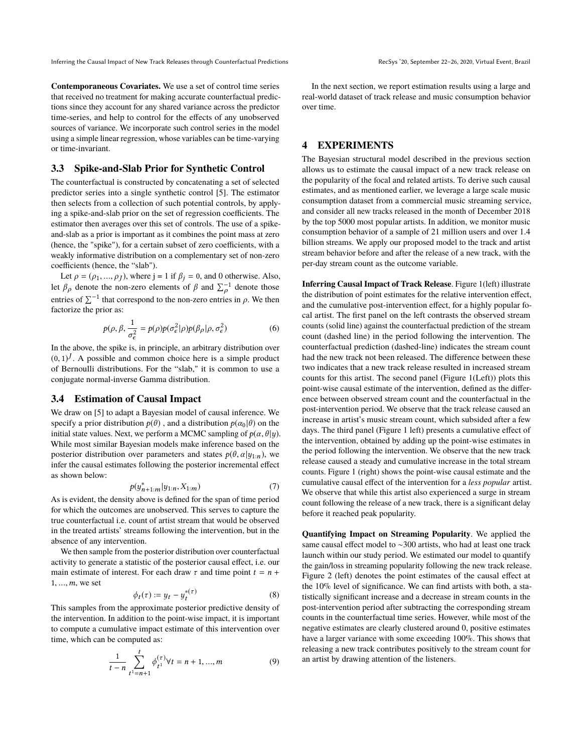**Contemporaneous Covariates.** We use a set of control time series that received no treatment for making accurate counterfactual predictions since they account for any shared variance across the predictor time-series, and help to control for the effects of any unobserved sources of variance. We incorporate such control series in the model using a simple linear regression, whose variables can be time-varying or time-invariant.

### 3.3 Spike-and-Slab Prior for Synthetic Control

The counterfactual is constructed by concatenating a set of selected predictor series into a single synthetic control [5]. The estimator then selects from a collection of such potential controls, by applying a spike-and-slab prior on the set of regression coefficients. The estimator then averages over this set of controls. The use of a spike-and-slab as a prior is important as it combines the point mass at zero (hence, the "spike"), for a certain subset of zero coefficients, with a weakly informative distribution on a complementary set of non-zero coefficients (hence, the "slab").

Let $\rho = (\rho_1, ..., \rho_J)$, where j = 1 if $\beta_j = 0$, and 0 otherwise. Also, let $\beta_\rho$ denote the non-zero elements of $\beta$ and $\sum_\rho^{-1}$ denote those entries of $\sum^{-1}$ that correspond to the non-zero entries in $\rho$. We then factorize the prior as:

$$p(\rho, \beta, \frac{1}{\sigma_\epsilon^2} = p(\rho)p(\sigma_\epsilon^2|\rho)p(\beta_\rho|\rho, \sigma_\epsilon^2) \tag{6}$$

In the above, the spike is, in principle, an arbitrary distribution over $(0, 1)^J$. A possible and common choice here is a simple product of Bernoulli distributions. For the "slab," it is common to use a conjugate normal-inverse Gamma distribution.

### 3.4 Estimation of Causal Impact

We draw on [5] to adapt a Bayesian model of causal inference. We specify a prior distribution $p(\theta)$ , and a distribution $p(\alpha_0|\theta)$ on the initial state values. Next, we perform a MCMC sampling of $p(\alpha, \theta|y)$. While most similar Bayesian models make inference based on the posterior distribution over parameters and states $p(\theta, \alpha|y_{1:n})$, we infer the causal estimates following the posterior incremental effect as shown below:

$$p(y^*_{n+1:m}|y_{1:n}, X_{1:m}) \tag{7}$$

As is evident, the density above is defined for the span of time period for which the outcomes are unobserved. This serves to capture the true counterfactual i.e. count of artist stream that would be observed in the treated artists' streams following the intervention, but in the absence of any intervention.

We then sample from the posterior distribution over counterfactual activity to generate a statistic of the posterior causal effect, i.e. our main estimate of interest. For each draw $\tau$ and time point $t = n + 1, ..., m$, we set

$$\phi_t(\tau) := y_t - y_t^{*(\tau)} \tag{8}$$

This samples from the approximate posterior predictive density of the intervention. In addition to the point-wise impact, it is important to compute a cumulative impact estimate of this intervention over time, which can be computed as:

$$\frac{1}{t-n} \sum_{t^1=n+1}^{t} \phi_{t^1}^{(\tau)} \forall t = n+1, ..., m \tag{9}$$

In the next section, we report estimation results using a large and real-world dataset of track release and music consumption behavior over time.

## 4 EXPERIMENTS

The Bayesian structural model described in the previous section allows us to estimate the causal impact of a new track release on the popularity of the focal and related artists. To derive such causal estimates, and as mentioned earlier, we leverage a large scale music consumption dataset from a commercial music streaming service, and consider all new tracks released in the month of December 2018 by the top 5000 most popular artists. In addition, we monitor music consumption behavior of a sample of 21 million users and over 1.4 billion streams. We apply our proposed model to the track and artist stream behavior before and after the release of a new track, with the per-day stream count as the outcome variable.

**Inferring Causal Impact of Track Release**. Figure 1(left) illustrate the distribution of point estimates for the relative intervention effect, and the cumulative post-intervention effect, for a highly popular focal artist. The first panel on the left contrasts the observed stream counts (solid line) against the counterfactual prediction of the stream count (dashed line) in the period following the intervention. The counterfactual prediction (dashed-line) indicates the stream count had the new track not been released. The difference between these two indicates that a new track release resulted in increased stream counts for this artist. The second panel (Figure 1(Left)) plots this point-wise causal estimate of the intervention, defined as the difference between observed stream count and the counterfactual in the post-intervention period. We observe that the track release caused an increase in artist's music stream count, which subsided after a few days. The third panel (Figure 1 left) presents a cumulative effect of the intervention, obtained by adding up the point-wise estimates in the period following the intervention. We observe that the new track release caused a steady and cumulative increase in the total stream counts. Figure 1 (right) shows the point-wise causal estimate and the cumulative causal effect of the intervention for a *less popular* artist. We observe that while this artist also experienced a surge in stream count following the release of a new track, there is a significant delay before it reached peak popularity.

**Quantifying Impact on Streaming Popularity**. We applied the same causal effect model to ~300 artists, who had at least one track launch within our study period. We estimated our model to quantify the gain/loss in streaming popularity following the new track release. Figure 2 (left) denotes the point estimates of the causal effect at the 10% level of significance. We can find artists with both, a statistically significant increase and a decrease in stream counts in the post-intervention period after subtracting the corresponding stream counts in the counterfactual time series. However, while most of the negative estimates are clearly clustered around 0, positive estimates have a larger variance with some exceeding 100%. This shows that releasing a new track contributes positively to the stream count for an artist by drawing attention of the listeners.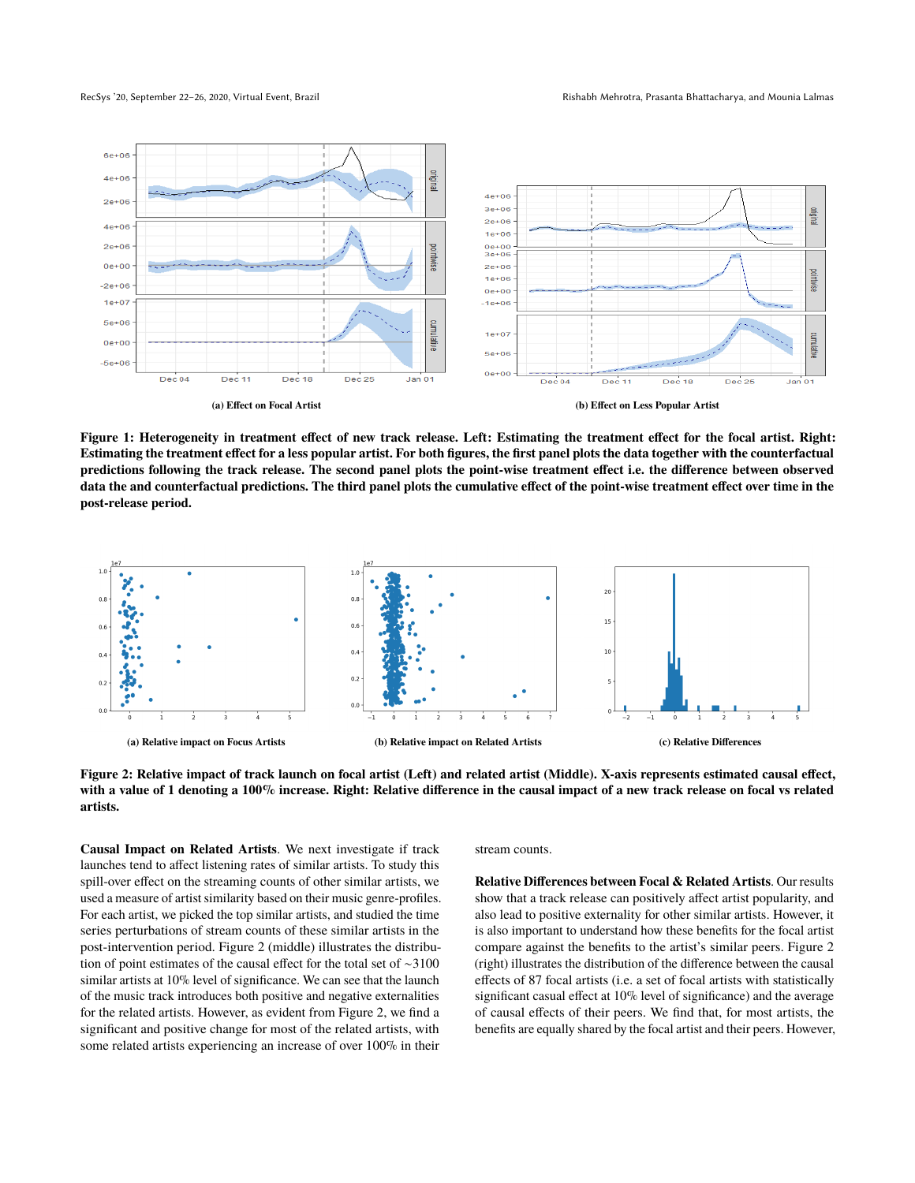(a) Effect on Focal Artist

(b) Effect on Less Popular Artist

**Figure 1: Heterogeneity in treatment effect of new track release. Left: Estimating the treatment effect for the focal artist. Right: Estimating the treatment effect for a less popular artist. For both figures, the first panel plots the data together with the counterfactual predictions following the track release. The second panel plots the point-wise treatment effect i.e. the difference between observed data the and counterfactual predictions. The third panel plots the cumulative effect of the point-wise treatment effect over time in the post-release period.**

(a) Relative impact on Focus Artists

(b) Relative impact on Related Artists

(c) Relative Differences

**Figure 2: Relative impact of track launch on focal artist (Left) and related artist (Middle). X-axis represents estimated causal effect, with a value of 1 denoting a 100% increase. Right: Relative difference in the causal impact of a new track release on focal vs related artists.**

**Causal Impact on Related Artists**. We next investigate if track launches tend to affect listening rates of similar artists. To study this spill-over effect on the streaming counts of other similar artists, we used a measure of artist similarity based on their music genre-profiles. For each artist, we picked the top similar artists, and studied the time series perturbations of stream counts of these similar artists in the post-intervention period. Figure 2 (middle) illustrates the distribution of point estimates of the causal effect for the total set of ~3100 similar artists at 10% level of significance. We can see that the launch of the music track introduces both positive and negative externalities for the related artists. However, as evident from Figure 2, we find a significant and positive change for most of the related artists, with some related artists experiencing an increase of over 100% in their stream counts.

**Relative Differences between Focal & Related Artists**. Our results show that a track release can positively affect artist popularity, and also lead to positive externality for other similar artists. However, it is also important to understand how these benefits for the focal artist compare against the benefits to the artist's similar peers. Figure 2 (right) illustrates the distribution of the difference between the causal effects of 87 focal artists (i.e. a set of focal artists with statistically significant casual effect at 10% level of significance) and the average of causal effects of their peers. We find that, for most artists, the benefits are equally shared by the focal artist and their peers. However,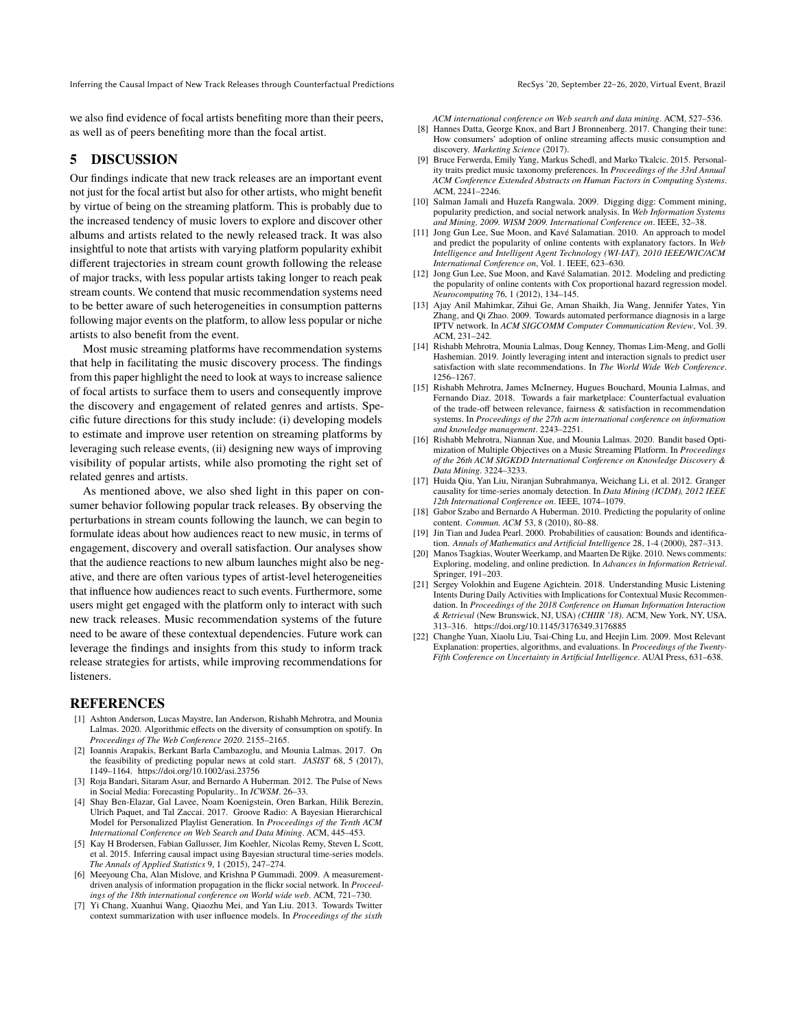we also find evidence of focal artists benefiting more than their peers, as well as of peers benefiting more than the focal artist.

## 5 DISCUSSION

Our findings indicate that new track releases are an important event not just for the focal artist but also for other artists, who might benefit by virtue of being on the streaming platform. This is probably due to the increased tendency of music lovers to explore and discover other albums and artists related to the newly released track. It was also insightful to note that artists with varying platform popularity exhibit different trajectories in stream count growth following the release of major tracks, with less popular artists taking longer to reach peak stream counts. We contend that music recommendation systems need to be better aware of such heterogeneities in consumption patterns following major events on the platform, to allow less popular or niche artists to also benefit from the event.

Most music streaming platforms have recommendation systems that help in facilitating the music discovery process. The findings from this paper highlight the need to look at ways to increase salience of focal artists to surface them to users and consequently improve the discovery and engagement of related genres and artists. Specific future directions for this study include: (i) developing models to estimate and improve user retention on streaming platforms by leveraging such release events, (ii) designing new ways of improving visibility of popular artists, while also promoting the right set of related genres and artists.

As mentioned above, we also shed light in this paper on consumer behavior following popular track releases. By observing the perturbations in stream counts following the launch, we can begin to formulate ideas about how audiences react to new music, in terms of engagement, discovery and overall satisfaction. Our analyses show that the audience reactions to new album launches might also be negative, and there are often various types of artist-level heterogeneities that influence how audiences react to such events. Furthermore, some users might get engaged with the platform only to interact with such new track releases. Music recommendation systems of the future need to be aware of these contextual dependencies. Future work can leverage the findings and insights from this study to inform track release strategies for artists, while improving recommendations for listeners.

## REFERENCES

[1] Ashton Anderson, Lucas Maystre, Ian Anderson, Rishabh Mehrotra, and Mounia Lalmas. 2020. Algorithmic effects on the diversity of consumption on spotify. In *Proceedings of The Web Conference 2020*. 2155–2165.

[2] Ioannis Arapakis, Berkant Barla Cambazoglu, and Mounia Lalmas. 2017. On the feasibility of predicting popular news at cold start. *JASIST* 68, 5 (2017), 1149–1164. https://doi.org/10.1002/asi.23756

[3] Roja Bandari, Sitaram Asur, and Bernardo A Huberman. 2012. The Pulse of News in Social Media: Forecasting Popularity.. In *ICWSM*. 26–33.

[4] Shay Ben-Elazar, Gal Lavee, Noam Koenigstein, Oren Barkan, Hilik Berezin, Ulrich Paquet, and Tal Zaccai. 2017. Groove Radio: A Bayesian Hierarchical Model for Personalized Playlist Generation. In *Proceedings of the Tenth ACM International Conference on Web Search and Data Mining*. ACM, 445–453.

[5] Kay H Brodersen, Fabian Gallusser, Jim Koehler, Nicolas Remy, Steven L Scott, et al. 2015. Inferring causal impact using Bayesian structural time-series models. *The Annals of Applied Statistics* 9, 1 (2015), 247–274.

[6] Meeyoung Cha, Alan Mislove, and Krishna P Gummadi. 2009. A measurement-driven analysis of information propagation in the flickr social network. In *Proceedings of the 18th international conference on World wide web*. ACM, 721–730.

[7] Yi Chang, Xuanhui Wang, Qiaozhu Mei, and Yan Liu. 2013. Towards Twitter context summarization with user influence models. In *Proceedings of the sixth ACM international conference on Web search and data mining*. ACM, 527–536.

[8] Hannes Datta, George Knox, and Bart J Bronnenberg. 2017. Changing their tune: How consumers' adoption of online streaming affects music consumption and discovery. *Marketing Science* (2017).

[9] Bruce Ferwerda, Emily Yang, Markus Schedl, and Marko Tkalcic. 2015. Personality traits predict music taxonomy preferences. In *Proceedings of the 33rd Annual ACM Conference Extended Abstracts on Human Factors in Computing Systems*. ACM, 2241–2246.

[10] Salman Jamali and Huzefa Rangwala. 2009. Digging digg: Comment mining, popularity prediction, and social network analysis. In *Web Information Systems and Mining, 2009. WISM 2009. International Conference on*. IEEE, 32–38.

[11] Jong Gun Lee, Sue Moon, and Kavé Salamatian. 2010. An approach to model and predict the popularity of online contents with explanatory factors. In *Web Intelligence and Intelligent Agent Technology (WI-IAT), 2010 IEEE/WIC/ACM International Conference on*, Vol. 1. IEEE, 623–630.

[12] Jong Gun Lee, Sue Moon, and Kavé Salamatian. 2012. Modeling and predicting the popularity of online contents with Cox proportional hazard regression model. *Neurocomputing* 76, 1 (2012), 134–145.

[13] Ajay Anil Mahimkar, Zihui Ge, Aman Shaikh, Jia Wang, Jennifer Yates, Yin Zhang, and Qi Zhao. 2009. Towards automated performance diagnosis in a large IPTV network. In *ACM SIGCOMM Computer Communication Review*, Vol. 39. ACM, 231–242.

[14] Rishabh Mehrotra, Mounia Lalmas, Doug Kenney, Thomas Lim-Meng, and Golli Hashemian. 2019. Jointly leveraging intent and interaction signals to predict user satisfaction with slate recommendations. In *The World Wide Web Conference*. 1256–1267.

[15] Rishabh Mehrotra, James McInerney, Hugues Bouchard, Mounia Lalmas, and Fernando Diaz. 2018. Towards a fair marketplace: Counterfactual evaluation of the trade-off between relevance, fairness & satisfaction in recommendation systems. In *Proceedings of the 27th acm international conference on information and knowledge management*. 2243–2251.

[16] Rishabh Mehrotra, Niannan Xue, and Mounia Lalmas. 2020. Bandit based Optimization of Multiple Objectives on a Music Streaming Platform. In *Proceedings of the 26th ACM SIGKDD International Conference on Knowledge Discovery & Data Mining*. 3224–3233.

[17] Huida Qiu, Yan Liu, Niranjan Subrahmanya, Weichang Li, et al. 2012. Granger causality for time-series anomaly detection. In *Data Mining (ICDM), 2012 IEEE 12th International Conference on*. IEEE, 1074–1079.

[18] Gabor Szabo and Bernardo A Huberman. 2010. Predicting the popularity of online content. *Commun. ACM* 53, 8 (2010), 80–88.

[19] Jin Tian and Judea Pearl. 2000. Probabilities of causation: Bounds and identification. *Annals of Mathematics and Artificial Intelligence* 28, 1-4 (2000), 287–313.

[20] Manos Tsagkias, Wouter Weerkamp, and Maarten De Rijke. 2010. News comments: Exploring, modeling, and online prediction. In *Advances in Information Retrieval*. Springer, 191–203.

[21] Sergey Volokhin and Eugene Agichtein. 2018. Understanding Music Listening Intents During Daily Activities with Implications for Contextual Music Recommendation. In *Proceedings of the 2018 Conference on Human Information Interaction & Retrieval* (New Brunswick, NJ, USA) *(CHIIR '18)*. ACM, New York, NY, USA, 313–316. https://doi.org/10.1145/3176349.3176885

[22] Changhe Yuan, Xiaolu Liu, Tsai-Ching Lu, and Heejin Lim. 2009. Most Relevant Explanation: properties, algorithms, and evaluations. In *Proceedings of the Twenty-Fifth Conference on Uncertainty in Artificial Intelligence*. AUAI Press, 631–638.